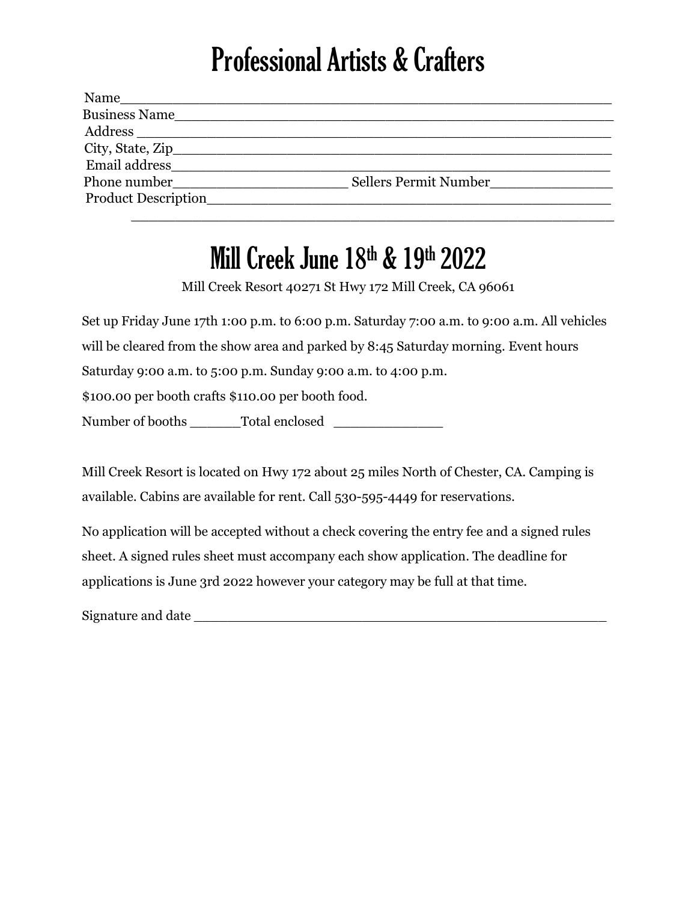# Professional Artists & Crafters

Name_______________________________________________________

Business Name_________________________________________________

Address _____________________________________________________

City, State, Zip________________________________________________

Email address_________________________________________________

Phone number____________________ Sellers Permit Number______________

Product Description_____________________________________________

_______________________________________________________

# Mill Creek June 18th & 19th 2022

Mill Creek Resort 40271 St Hwy 172 Mill Creek, CA 96061

Set up Friday June 17th 1:00 p.m. to 6:00 p.m. Saturday 7:00 a.m. to 9:00 a.m. All vehicles will be cleared from the show area and parked by 8:45 Saturday morning. Event hours Saturday 9:00 a.m. to 5:00 p.m. Sunday 9:00 a.m. to 4:00 p.m.

$100.00 per booth crafts $110.00 per booth food.

Number of booths ______Total enclosed _____________

Mill Creek Resort is located on Hwy 172 about 25 miles North of Chester, CA. Camping is available. Cabins are available for rent. Call 530-595-4449 for reservations.

No application will be accepted without a check covering the entry fee and a signed rules sheet. A signed rules sheet must accompany each show application. The deadline for applications is June 3rd 2022 however your category may be full at that time.

Signature and date ________________________________________________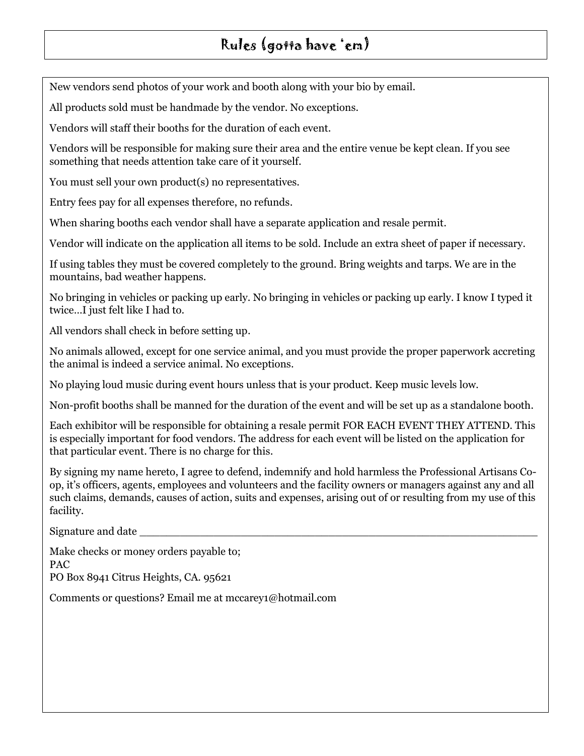# Rules (gotta have 'em)

New vendors send photos of your work and booth along with your bio by email.

All products sold must be handmade by the vendor. No exceptions.

Vendors will staff their booths for the duration of each event.

Vendors will be responsible for making sure their area and the entire venue be kept clean. If you see something that needs attention take care of it yourself.

You must sell your own product(s) no representatives.

Entry fees pay for all expenses therefore, no refunds.

When sharing booths each vendor shall have a separate application and resale permit.

Vendor will indicate on the application all items to be sold. Include an extra sheet of paper if necessary.

If using tables they must be covered completely to the ground. Bring weights and tarps. We are in the mountains, bad weather happens.

No bringing in vehicles or packing up early. No bringing in vehicles or packing up early. I know I typed it twice…I just felt like I had to.

All vendors shall check in before setting up.

No animals allowed, except for one service animal, and you must provide the proper paperwork accreting the animal is indeed a service animal. No exceptions.

No playing loud music during event hours unless that is your product. Keep music levels low.

Non-profit booths shall be manned for the duration of the event and will be set up as a standalone booth.

Each exhibitor will be responsible for obtaining a resale permit FOR EACH EVENT THEY ATTEND. This is especially important for food vendors. The address for each event will be listed on the application for that particular event. There is no charge for this.

By signing my name hereto, I agree to defend, indemnify and hold harmless the Professional Artisans Co-op, it's officers, agents, employees and volunteers and the facility owners or managers against any and all such claims, demands, causes of action, suits and expenses, arising out of or resulting from my use of this facility.

Signature and date ___________________________________________________________

Make checks or money orders payable to;
PAC
PO Box 8941 Citrus Heights, CA. 95621

Comments or questions? Email me at mccarey1@hotmail.com